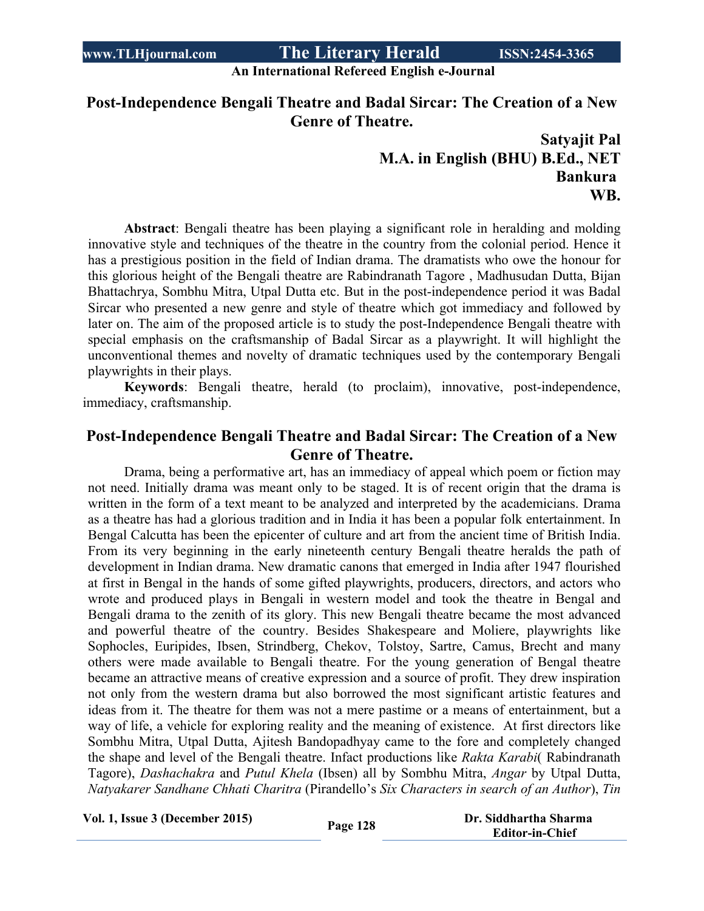# Post-Independence Bengali Theatre and Badal Sircar: The Creation of a New Genre of Theatre.

**Satyajit Pal**
**M.A. in English (BHU) B.Ed., NET**
**Bankura**
**WB.**

**Abstract**: Bengali theatre has been playing a significant role in heralding and molding innovative style and techniques of the theatre in the country from the colonial period. Hence it has a prestigious position in the field of Indian drama. The dramatists who owe the honour for this glorious height of the Bengali theatre are Rabindranath Tagore , Madhusudan Dutta, Bijan Bhattachrya, Sombhu Mitra, Utpal Dutta etc. But in the post-independence period it was Badal Sircar who presented a new genre and style of theatre which got immediacy and followed by later on. The aim of the proposed article is to study the post-Independence Bengali theatre with special emphasis on the craftsmanship of Badal Sircar as a playwright. It will highlight the unconventional themes and novelty of dramatic techniques used by the contemporary Bengali playwrights in their plays.

**Keywords**: Bengali theatre, herald (to proclaim), innovative, post-independence, immediacy, craftsmanship.

## Post-Independence Bengali Theatre and Badal Sircar: The Creation of a New Genre of Theatre.

Drama, being a performative art, has an immediacy of appeal which poem or fiction may not need. Initially drama was meant only to be staged. It is of recent origin that the drama is written in the form of a text meant to be analyzed and interpreted by the academicians. Drama as a theatre has had a glorious tradition and in India it has been a popular folk entertainment. In Bengal Calcutta has been the epicenter of culture and art from the ancient time of British India. From its very beginning in the early nineteenth century Bengali theatre heralds the path of development in Indian drama. New dramatic canons that emerged in India after 1947 flourished at first in Bengal in the hands of some gifted playwrights, producers, directors, and actors who wrote and produced plays in Bengali in western model and took the theatre in Bengal and Bengali drama to the zenith of its glory. This new Bengali theatre became the most advanced and powerful theatre of the country. Besides Shakespeare and Moliere, playwrights like Sophocles, Euripides, Ibsen, Strindberg, Chekov, Tolstoy, Sartre, Camus, Brecht and many others were made available to Bengali theatre. For the young generation of Bengal theatre became an attractive means of creative expression and a source of profit. They drew inspiration not only from the western drama but also borrowed the most significant artistic features and ideas from it. The theatre for them was not a mere pastime or a means of entertainment, but a way of life, a vehicle for exploring reality and the meaning of existence. At first directors like Sombhu Mitra, Utpal Dutta, Ajitesh Bandopadhyay came to the fore and completely changed the shape and level of the Bengali theatre. Infact productions like *Rakta Karabi*( Rabindranath Tagore), *Dashachakra* and *Putul Khela* (Ibsen) all by Sombhu Mitra, *Angar* by Utpal Dutta, *Natyakarer Sandhane Chhati Charitra* (Pirandello's *Six Characters in search of an Author*), *Tin*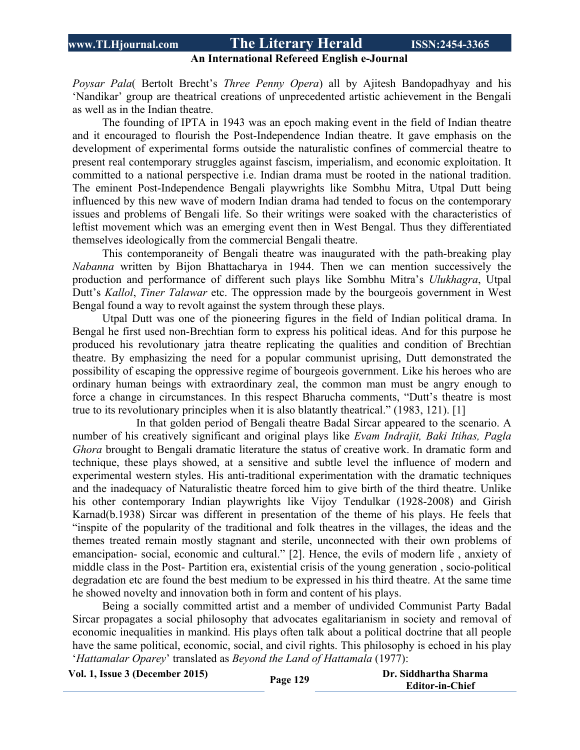*Poysar Pala*( Bertolt Brecht's *Three Penny Opera*) all by Ajitesh Bandopadhyay and his 'Nandikar' group are theatrical creations of unprecedented artistic achievement in the Bengali as well as in the Indian theatre.

The founding of IPTA in 1943 was an epoch making event in the field of Indian theatre and it encouraged to flourish the Post-Independence Indian theatre. It gave emphasis on the development of experimental forms outside the naturalistic confines of commercial theatre to present real contemporary struggles against fascism, imperialism, and economic exploitation. It committed to a national perspective i.e. Indian drama must be rooted in the national tradition. The eminent Post-Independence Bengali playwrights like Sombhu Mitra, Utpal Dutt being influenced by this new wave of modern Indian drama had tended to focus on the contemporary issues and problems of Bengali life. So their writings were soaked with the characteristics of leftist movement which was an emerging event then in West Bengal. Thus they differentiated themselves ideologically from the commercial Bengali theatre.

This contemporaneity of Bengali theatre was inaugurated with the path-breaking play *Nabanna* written by Bijon Bhattacharya in 1944. Then we can mention successively the production and performance of different such plays like Sombhu Mitra's *Ulukhagra*, Utpal Dutt's *Kallol*, *Tiner Talawar* etc. The oppression made by the bourgeois government in West Bengal found a way to revolt against the system through these plays.

Utpal Dutt was one of the pioneering figures in the field of Indian political drama. In Bengal he first used non-Brechtian form to express his political ideas. And for this purpose he produced his revolutionary jatra theatre replicating the qualities and condition of Brechtian theatre. By emphasizing the need for a popular communist uprising, Dutt demonstrated the possibility of escaping the oppressive regime of bourgeois government. Like his heroes who are ordinary human beings with extraordinary zeal, the common man must be angry enough to force a change in circumstances. In this respect Bharucha comments, "Dutt's theatre is most true to its revolutionary principles when it is also blatantly theatrical." (1983, 121). [1]

In that golden period of Bengali theatre Badal Sircar appeared to the scenario. A number of his creatively significant and original plays like *Evam Indrajit, Baki Itihas, Pagla Ghora* brought to Bengali dramatic literature the status of creative work. In dramatic form and technique, these plays showed, at a sensitive and subtle level the influence of modern and experimental western styles. His anti-traditional experimentation with the dramatic techniques and the inadequacy of Naturalistic theatre forced him to give birth of the third theatre. Unlike his other contemporary Indian playwrights like Vijoy Tendulkar (1928-2008) and Girish Karnad(b.1938) Sircar was different in presentation of the theme of his plays. He feels that "inspite of the popularity of the traditional and folk theatres in the villages, the ideas and the themes treated remain mostly stagnant and sterile, unconnected with their own problems of emancipation- social, economic and cultural." [2]. Hence, the evils of modern life , anxiety of middle class in the Post- Partition era, existential crisis of the young generation , socio-political degradation etc are found the best medium to be expressed in his third theatre. At the same time he showed novelty and innovation both in form and content of his plays.

Being a socially committed artist and a member of undivided Communist Party Badal Sircar propagates a social philosophy that advocates egalitarianism in society and removal of economic inequalities in mankind. His plays often talk about a political doctrine that all people have the same political, economic, social, and civil rights. This philosophy is echoed in his play '*Hattamalar Oparey*' translated as *Beyond the Land of Hattamala* (1977):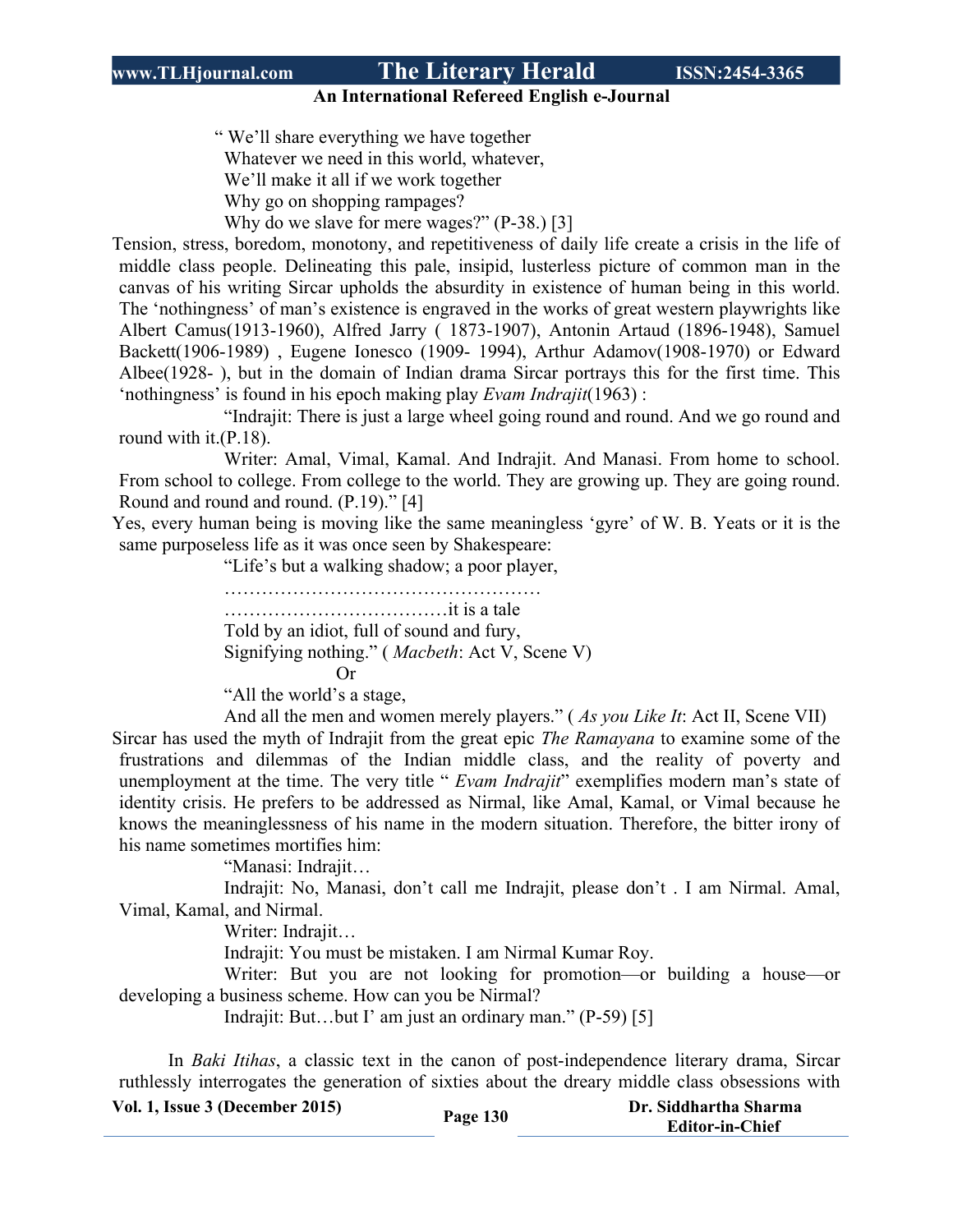" We'll share everything we have together
Whatever we need in this world, whatever,
We'll make it all if we work together
Why go on shopping rampages?
Why do we slave for mere wages?" (P-38.) [3]

Tension, stress, boredom, monotony, and repetitiveness of daily life create a crisis in the life of middle class people. Delineating this pale, insipid, lusterless picture of common man in the canvas of his writing Sircar upholds the absurdity in existence of human being in this world. The 'nothingness' of man's existence is engraved in the works of great western playwrights like Albert Camus(1913-1960), Alfred Jarry ( 1873-1907), Antonin Artaud (1896-1948), Samuel Backett(1906-1989) , Eugene Ionesco (1909- 1994), Arthur Adamov(1908-1970) or Edward Albee(1928- ), but in the domain of Indian drama Sircar portrays this for the first time. This 'nothingness' is found in his epoch making play *Evam Indrajit*(1963) :

"Indrajit: There is just a large wheel going round and round. And we go round and round with it.(P.18).

Writer: Amal, Vimal, Kamal. And Indrajit. And Manasi. From home to school. From school to college. From college to the world. They are growing up. They are going round. Round and round and round. (P.19)." [4]

Yes, every human being is moving like the same meaningless 'gyre' of W. B. Yeats or it is the same purposeless life as it was once seen by Shakespeare:

"Life's but a walking shadow; a poor player,
……………………………………………
………………………………it is a tale
Told by an idiot, full of sound and fury,
Signifying nothing." ( *Macbeth*: Act V, Scene V)

Or

"All the world's a stage,
And all the men and women merely players." ( *As you Like It*: Act II, Scene VII)

Sircar has used the myth of Indrajit from the great epic *The Ramayana* to examine some of the frustrations and dilemmas of the Indian middle class, and the reality of poverty and unemployment at the time. The very title " *Evam Indrajit*" exemplifies modern man's state of identity crisis. He prefers to be addressed as Nirmal, like Amal, Kamal, or Vimal because he knows the meaninglessness of his name in the modern situation. Therefore, the bitter irony of his name sometimes mortifies him:

"Manasi: Indrajit…

Indrajit: No, Manasi, don't call me Indrajit, please don't . I am Nirmal. Amal, Vimal, Kamal, and Nirmal.

Writer: Indrajit…

Indrajit: You must be mistaken. I am Nirmal Kumar Roy.

Writer: But you are not looking for promotion—or building a house—or developing a business scheme. How can you be Nirmal?

Indrajit: But…but I' am just an ordinary man." (P-59) [5]

In *Baki Itihas*, a classic text in the canon of post-independence literary drama, Sircar ruthlessly interrogates the generation of sixties about the dreary middle class obsessions with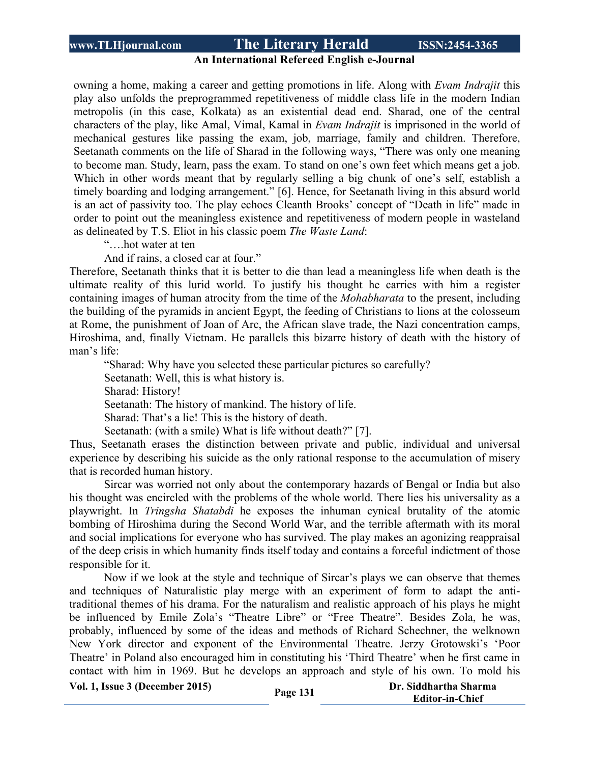owning a home, making a career and getting promotions in life. Along with *Evam Indrajit* this play also unfolds the preprogrammed repetitiveness of middle class life in the modern Indian metropolis (in this case, Kolkata) as an existential dead end. Sharad, one of the central characters of the play, like Amal, Vimal, Kamal in *Evam Indrajit* is imprisoned in the world of mechanical gestures like passing the exam, job, marriage, family and children. Therefore, Seetanath comments on the life of Sharad in the following ways, "There was only one meaning to become man. Study, learn, pass the exam. To stand on one's own feet which means get a job. Which in other words meant that by regularly selling a big chunk of one's self, establish a timely boarding and lodging arrangement." [6]. Hence, for Seetanath living in this absurd world is an act of passivity too. The play echoes Cleanth Brooks' concept of "Death in life" made in order to point out the meaningless existence and repetitiveness of modern people in wasteland as delineated by T.S. Eliot in his classic poem *The Waste Land*:

"….hot water at ten
And if rains, a closed car at four."

Therefore, Seetanath thinks that it is better to die than lead a meaningless life when death is the ultimate reality of this lurid world. To justify his thought he carries with him a register containing images of human atrocity from the time of the *Mohabharata* to the present, including the building of the pyramids in ancient Egypt, the feeding of Christians to lions at the colosseum at Rome, the punishment of Joan of Arc, the African slave trade, the Nazi concentration camps, Hiroshima, and, finally Vietnam. He parallels this bizarre history of death with the history of man's life:

"Sharad: Why have you selected these particular pictures so carefully?
Seetanath: Well, this is what history is.
Sharad: History!
Seetanath: The history of mankind. The history of life.
Sharad: That's a lie! This is the history of death.
Seetanath: (with a smile) What is life without death?" [7].

Thus, Seetanath erases the distinction between private and public, individual and universal experience by describing his suicide as the only rational response to the accumulation of misery that is recorded human history.

Sircar was worried not only about the contemporary hazards of Bengal or India but also his thought was encircled with the problems of the whole world. There lies his universality as a playwright. In *Tringsha Shatabdi* he exposes the inhuman cynical brutality of the atomic bombing of Hiroshima during the Second World War, and the terrible aftermath with its moral and social implications for everyone who has survived. The play makes an agonizing reappraisal of the deep crisis in which humanity finds itself today and contains a forceful indictment of those responsible for it.

Now if we look at the style and technique of Sircar's plays we can observe that themes and techniques of Naturalistic play merge with an experiment of form to adapt the anti-traditional themes of his drama. For the naturalism and realistic approach of his plays he might be influenced by Emile Zola's "Theatre Libre" or "Free Theatre". Besides Zola, he was, probably, influenced by some of the ideas and methods of Richard Schechner, the welknown New York director and exponent of the Environmental Theatre. Jerzy Grotowski's 'Poor Theatre' in Poland also encouraged him in constituting his 'Third Theatre' when he first came in contact with him in 1969. But he develops an approach and style of his own. To mold his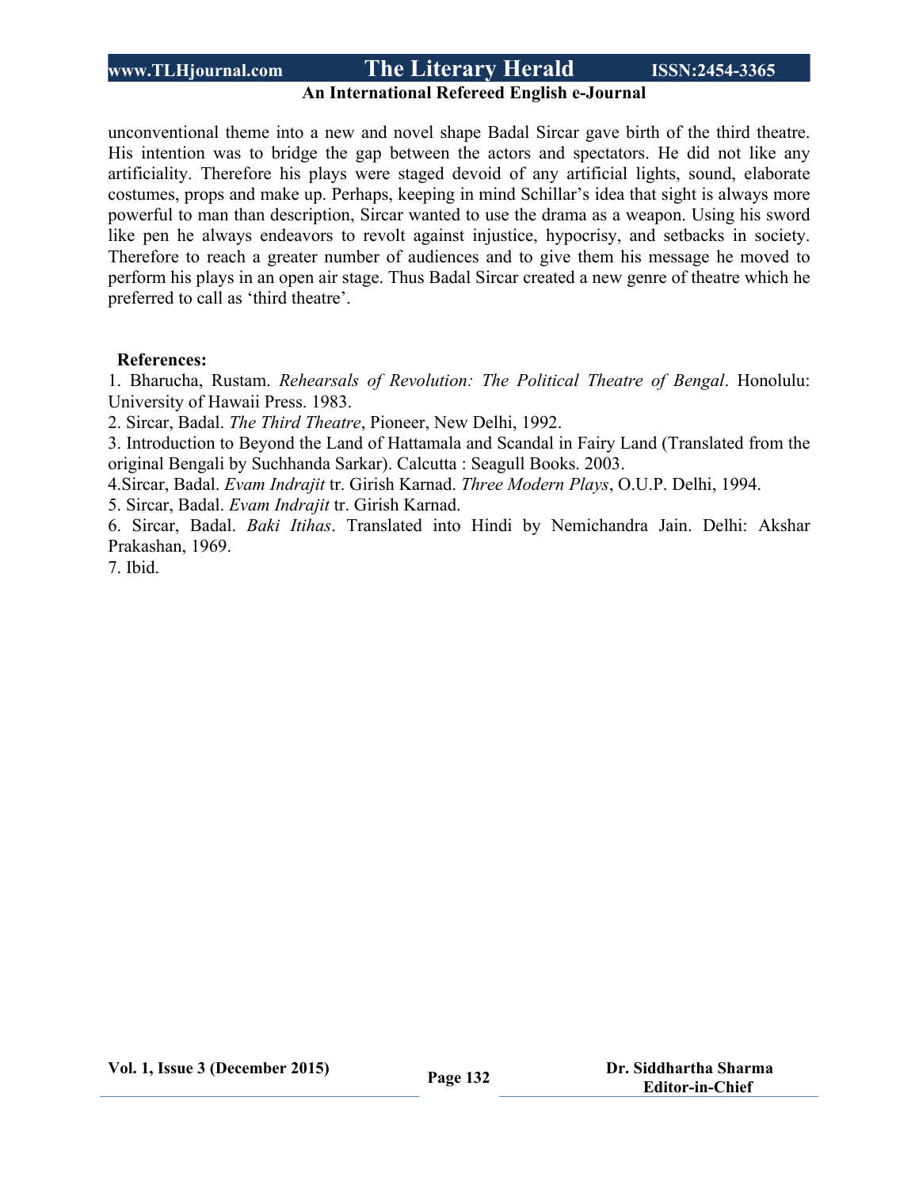unconventional theme into a new and novel shape Badal Sircar gave birth of the third theatre. His intention was to bridge the gap between the actors and spectators. He did not like any artificiality. Therefore his plays were staged devoid of any artificial lights, sound, elaborate costumes, props and make up. Perhaps, keeping in mind Schillar's idea that sight is always more powerful to man than description, Sircar wanted to use the drama as a weapon. Using his sword like pen he always endeavors to revolt against injustice, hypocrisy, and setbacks in society. Therefore to reach a greater number of audiences and to give them his message he moved to perform his plays in an open air stage. Thus Badal Sircar created a new genre of theatre which he preferred to call as 'third theatre'.

**References:**

1. Bharucha, Rustam. *Rehearsals of Revolution: The Political Theatre of Bengal*. Honolulu: University of Hawaii Press. 1983.
2. Sircar, Badal. *The Third Theatre*, Pioneer, New Delhi, 1992.
3. Introduction to Beyond the Land of Hattamala and Scandal in Fairy Land (Translated from the original Bengali by Suchhanda Sarkar). Calcutta : Seagull Books. 2003.
4. Sircar, Badal. *Evam Indrajit* tr. Girish Karnad. *Three Modern Plays*, O.U.P. Delhi, 1994.
5. Sircar, Badal. *Evam Indrajit* tr. Girish Karnad.
6. Sircar, Badal. *Baki Itihas*. Translated into Hindi by Nemichandra Jain. Delhi: Akshar Prakashan, 1969.
7. Ibid.